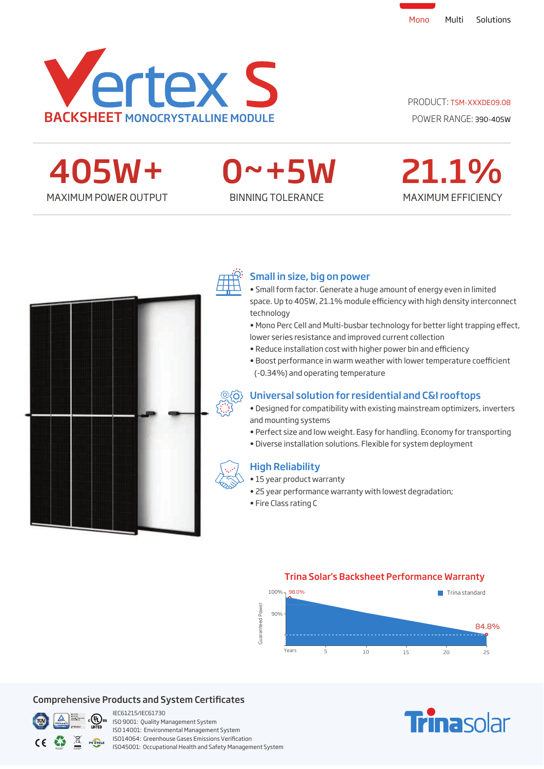Mono Multi Solutions

# Vertex S

## BACKSHEET MONOCRYSTALLINE MODULE

PRODUCT: TSM-XXXDE09.08

POWER RANGE: 390-405W

| 405W+ | 0~+5W | 21.1% |
|---|---|---|
| MAXIMUM POWER OUTPUT | BINNING TOLERANCE | MAXIMUM EFFICIENCY |

### Small in size, big on power

- Small form factor. Generate a huge amount of energy even in limited space. Up to 405W, 21.1% module efficiency with high density interconnect technology
- Mono Perc Cell and Multi-busbar technology for better light trapping effect, lower series resistance and improved current collection
- Reduce installation cost with higher power bin and efficiency
- Boost performance in warm weather with lower temperature coefficient (-0.34%) and operating temperature

### Universal solution for residential and C&I rooftops

- Designed for compatibility with existing mainstream optimizers, inverters and mounting systems
- Perfect size and low weight. Easy for handling. Economy for transporting
- Diverse installation solutions. Flexible for system deployment

### High Reliability

- 15 year product warranty
- 25 year performance warranty with lowest degradation;
- Fire Class rating C

### Trina Solar's Backsheet Performance Warranty

Guaranteed Power: 100%, 90%; Years: 5, 10, 15, 20, 25

98.0% → 84.8%

Trina standard

## Comprehensive Products and System Certificates

IEC61215/IEC61730
ISO 9001: Quality Management System
ISO 14001: Environmental Management System
ISO14064: Greenhouse Gases Emissions Verification
ISO45001: Occupational Health and Safety Management System

Trinasolar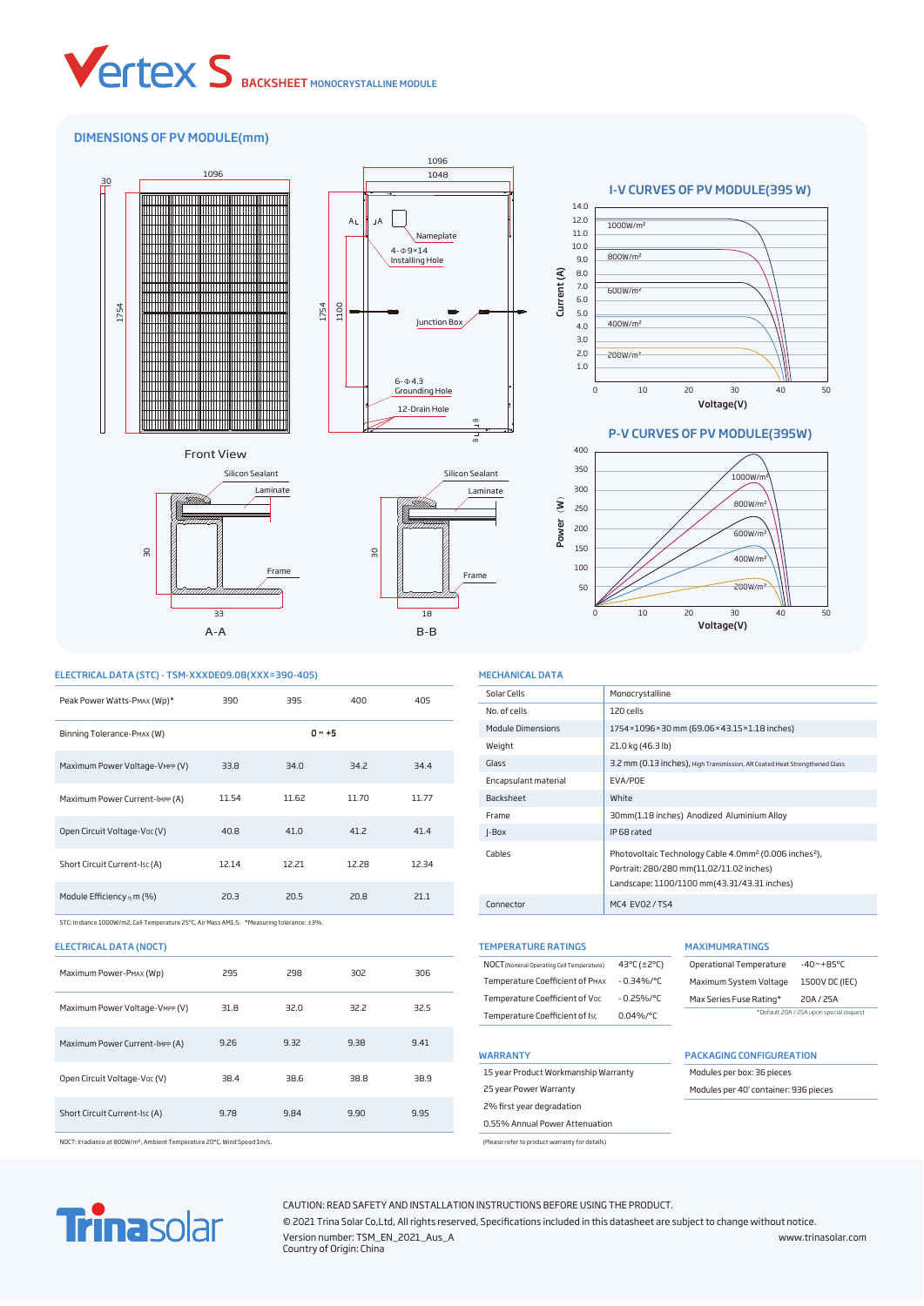# Vertex S BACKSHEET MONOCRYSTALLINE MODULE

## DIMENSIONS OF PV MODULE(mm)

30
1096
1754
Front View

1096
1048
A
A
Nameplate
4-Φ9×14
Installing Hole
1754
1100
Junction Box
6-Φ4.3
Grounding Hole
12-Drain Hole
8

Silicon Sealant
Laminate
30
Frame
33
A-A

Silicon Sealant
Laminate
30
Frame
18
B-B

## I-V CURVES OF PV MODULE(395 W)

Current (A)
14.0
12.0
11.0
10.0
9.0
8.0
7.0
6.0
5.0
4.0
3.0
2.0
1.0
0
1000W/m²
800W/m²
600W/m²
400W/m²
200W/m²
10
20
30
40
50
Voltage(V)

## P-V CURVES OF PV MODULE(395W)

Power (W)
400
350
300
250
200
150
100
50
0
1000W/m²
800W/m²
600W/m²
400W/m²
200W/m²
10
20
30
40
50
Voltage(V)

### ELECTRICAL DATA (STC) - TSM-XXXDE09.08(XXX=390-405)

| | | | | |
|---|---|---|---|---|
| Peak Power Watts-PMAX (Wp)* | 390 | 395 | 400 | 405 |
| Binning Tolerance-PMAX (W) | 0 ~ +5 | | | |
| Maximum Power Voltage-VMPP (V) | 33.8 | 34.0 | 34.2 | 34.4 |
| Maximum Power Current-IMPP (A) | 11.54 | 11.62 | 11.70 | 11.77 |
| Open Circuit Voltage-VOC (V) | 40.8 | 41.0 | 41.2 | 41.4 |
| Short Circuit Current-ISC (A) | 12.14 | 12.21 | 12.28 | 12.34 |
| Module Efficiency η m (%) | 20.3 | 20.5 | 20.8 | 21.1 |

STC: Irradiance 1000W/m2, Cell Temperature 25°C, Air Mass AM1.5. *Measuring tolerance: ±3%.

### ELECTRICAL DATA (NOCT)

| | | | | |
|---|---|---|---|---|
| Maximum Power-PMAX (Wp) | 295 | 298 | 302 | 306 |
| Maximum Power Voltage-VMPP (V) | 31.8 | 32.0 | 32.2 | 32.5 |
| Maximum Power Current-IMPP (A) | 9.26 | 9.32 | 9.38 | 9.41 |
| Open Circuit Voltage-VOC (V) | 38.4 | 38.6 | 38.8 | 38.9 |
| Short Circuit Current-ISC (A) | 9.78 | 9.84 | 9.90 | 9.95 |

NOCT: Irradiance at 800W/m², Ambient Temperature 20°C, Wind Speed 1m/s.

### MECHANICAL DATA

| | |
|---|---|
| Solar Cells | Monocrystalline |
| No. of cells | 120 cells |
| Module Dimensions | 1754×1096×30 mm (69.06×43.15×1.18 inches) |
| Weight | 21.0 kg (46.3 lb) |
| Glass | 3.2 mm (0.13 inches), High Transmission, AR Coated Heat Strengthened Glass |
| Encapsulant material | EVA/POE |
| Backsheet | White |
| Frame | 30mm(1.18 inches) Anodized Aluminium Alloy |
| J-Box | IP 68 rated |
| Cables | Photovoltaic Technology Cable 4.0mm² (0.006 inches²), Portrait: 280/280 mm(11.02/11.02 inches) Landscape: 1100/1100 mm(43.31/43.31 inches) |
| Connector | MC4 EVO2 / TS4 |

### TEMPERATURE RATINGS

| | |
|---|---|
| NOCT (Nominal Operating Cell Temperature) | 43°C (±2°C) |
| Temperature Coefficient of PMAX | - 0.34%/°C |
| Temperature Coefficient of VOC | - 0.25%/°C |
| Temperature Coefficient of ISC | 0.04%/°C |

### MAXIMUMRATINGS

| | |
|---|---|
| Operational Temperature | -40~+85°C |
| Maximum System Voltage | 1500V DC (IEC) |
| Max Series Fuse Rating* | 20A / 25A |

*Default 20A / 25A upon special request

### WARRANTY

- 15 year Product Workmanship Warranty
- 25 year Power Warranty
- 2% first year degradation
- 0.55% Annual Power Attenuation

(Please refer to product warranty for details)

### PACKAGING CONFIGUREATION

- Modules per box: 36 pieces
- Modules per 40' container: 936 pieces

Trinasolar

CAUTION: READ SAFETY AND INSTALLATION INSTRUCTIONS BEFORE USING THE PRODUCT.

© 2021 Trina Solar Co,Ltd, All rights reserved, Specifications included in this datasheet are subject to change without notice.

Version number: TSM_EN_2021_Aus_A

Country of Origin: China

www.trinasolar.com